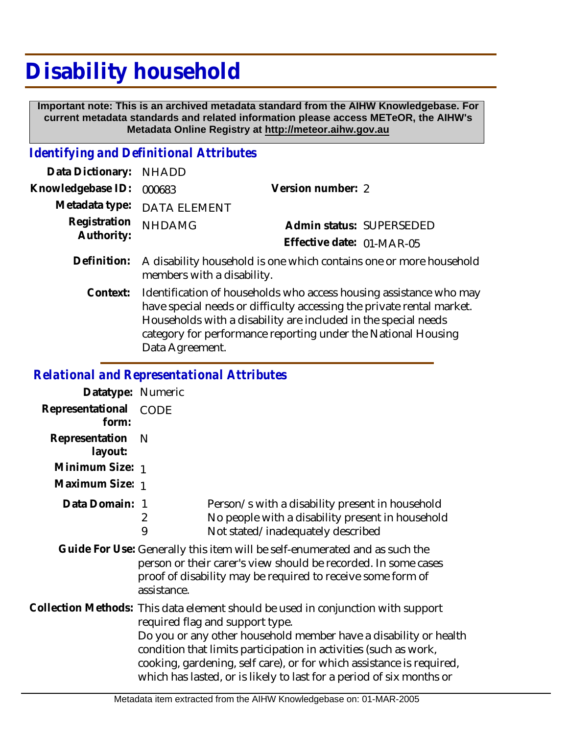# Disability household

**Important note: This is an archived metadata standard from the AIHW Knowledgebase. For current metadata standards and related information please access METeOR, the AIHW's Metadata Online Registry at http://meteor.aihw.gov.au**

## *Identifying and Definitional Attributes*

| | | | |
|---|---|---|---|
| **Data Dictionary:** | NHADD | | |
| **Knowledgebase ID:** | 000683 | **Version number:** | 2 |
| **Metadata type:** | DATA ELEMENT | | |
| **Registration Authority:** | NHDAMG | **Admin status:** | SUPERSEDED |
| | | **Effective date:** | 01-MAR-05 |

**Definition:** A disability household is one which contains one or more household members with a disability.

**Context:** Identification of households who access housing assistance who may have special needs or difficulty accessing the private rental market. Households with a disability are included in the special needs category for performance reporting under the National Housing Data Agreement.

## *Relational and Representational Attributes*

**Datatype:** Numeric

**Representational form:** CODE

**Representation layout:** N

**Minimum Size:** 1

**Maximum Size:** 1

**Data Domain:**

| | |
|---|---|
| 1 | Person/s with a disability present in household |
| 2 | No people with a disability present in household |
| 9 | Not stated/inadequately described |

**Guide For Use:** Generally this item will be self-enumerated and as such the person or their carer's view should be recorded. In some cases proof of disability may be required to receive some form of assistance.

**Collection Methods:** This data element should be used in conjunction with support required flag and support type.
Do you or any other household member have a disability or health condition that limits participation in activities (such as work, cooking, gardening, self care), or for which assistance is required, which has lasted, or is likely to last for a period of six months or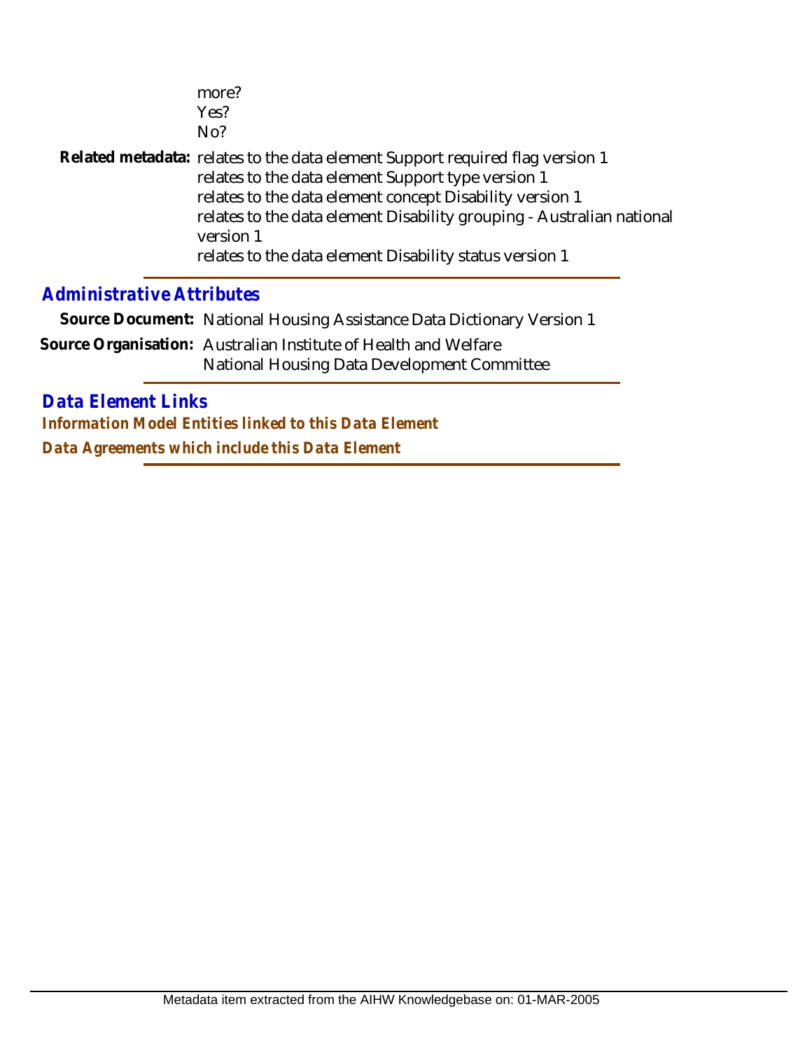more?
Yes?
No?

**Related metadata:** relates to the data element Support required flag version 1
relates to the data element Support type version 1
relates to the data element concept Disability version 1
relates to the data element Disability grouping - Australian national version 1
relates to the data element Disability status version 1

## Administrative Attributes

**Source Document:** National Housing Assistance Data Dictionary Version 1

**Source Organisation:** Australian Institute of Health and Welfare
National Housing Data Development Committee

## Data Element Links

***Information Model Entities linked to this Data Element***

***Data Agreements which include this Data Element***

Metadata item extracted from the AIHW Knowledgebase on: 01-MAR-2005